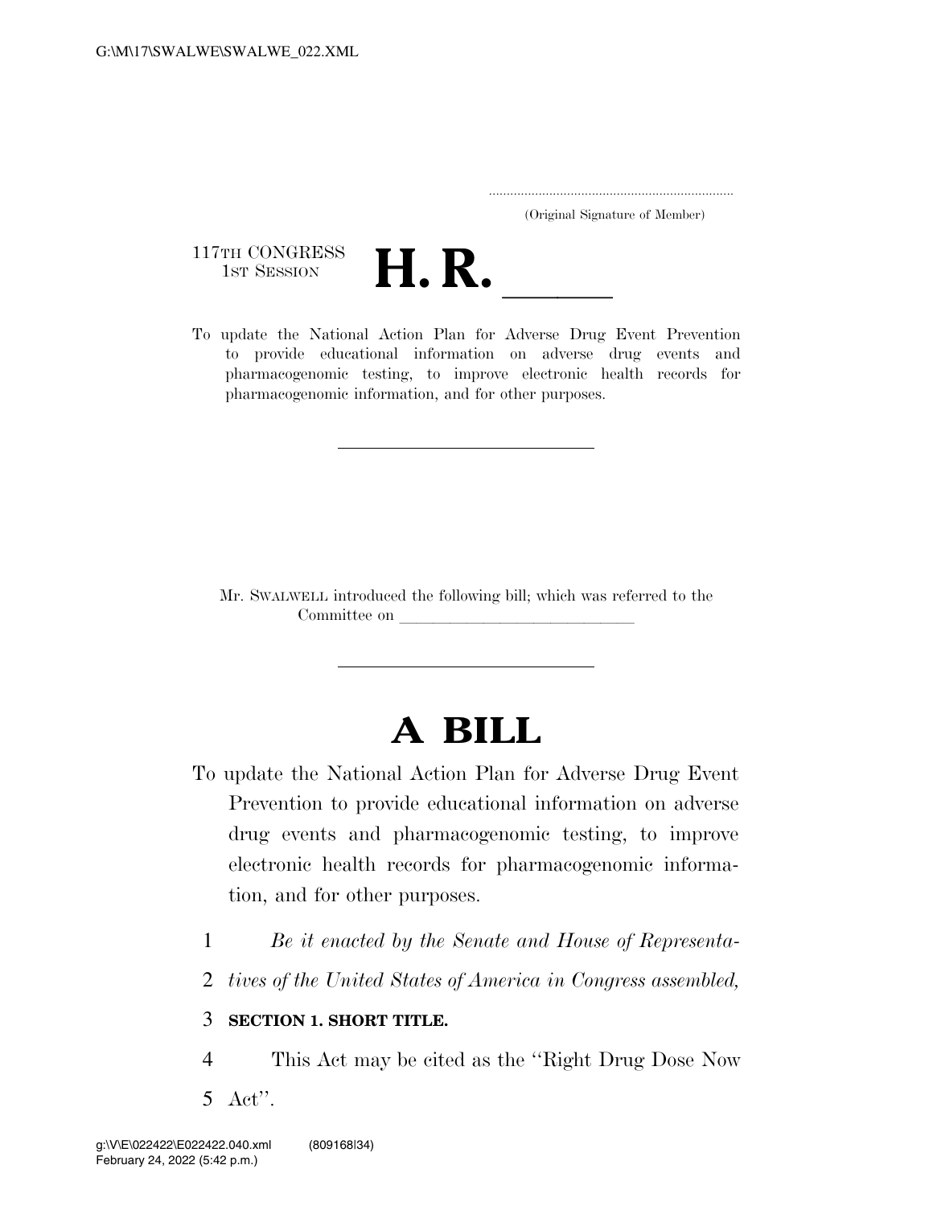(Original Signature of Member)

117TH CONGRESS
1ST SESSION

# H. R. ______

To update the National Action Plan for Adverse Drug Event Prevention to provide educational information on adverse drug events and pharmacogenomic testing, to improve electronic health records for pharmacogenomic information, and for other purposes.

---

Mr. SWALWELL introduced the following bill; which was referred to the Committee on ______________________________

---

# A BILL

To update the National Action Plan for Adverse Drug Event Prevention to provide educational information on adverse drug events and pharmacogenomic testing, to improve electronic health records for pharmacogenomic information, and for other purposes.

1 *Be it enacted by the Senate and House of Representa-*
2 *tives of the United States of America in Congress assembled,*

3 **SECTION 1. SHORT TITLE.**

4 This Act may be cited as the ''Right Drug Dose Now
5 Act''.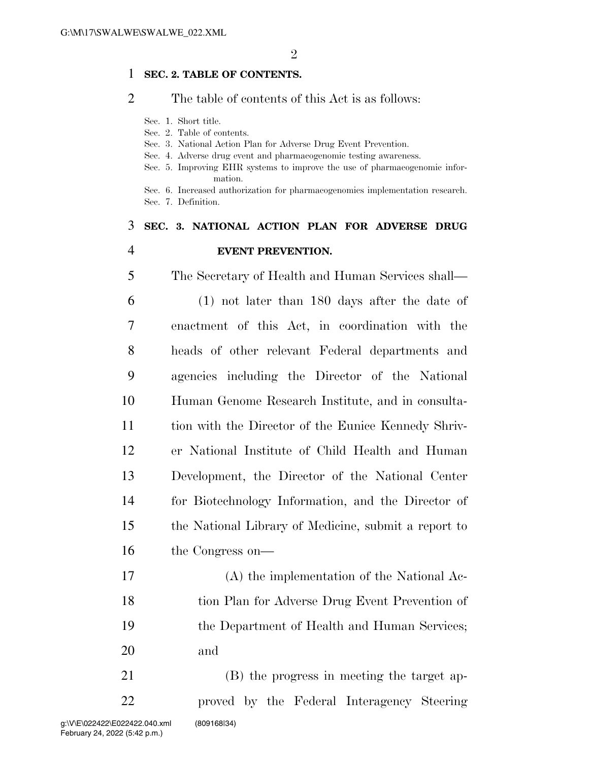**SEC. 2. TABLE OF CONTENTS.**

The table of contents of this Act is as follows:

- Sec. 1. Short title.
- Sec. 2. Table of contents.
- Sec. 3. National Action Plan for Adverse Drug Event Prevention.
- Sec. 4. Adverse drug event and pharmacogenomic testing awareness.
- Sec. 5. Improving EHR systems to improve the use of pharmacogenomic information.
- Sec. 6. Increased authorization for pharmacogenomics implementation research.
- Sec. 7. Definition.

**SEC. 3. NATIONAL ACTION PLAN FOR ADVERSE DRUG EVENT PREVENTION.**

The Secretary of Health and Human Services shall—

(1) not later than 180 days after the date of enactment of this Act, in coordination with the heads of other relevant Federal departments and agencies including the Director of the National Human Genome Research Institute, and in consultation with the Director of the Eunice Kennedy Shriver National Institute of Child Health and Human Development, the Director of the National Center for Biotechnology Information, and the Director of the National Library of Medicine, submit a report to the Congress on—

(A) the implementation of the National Action Plan for Adverse Drug Event Prevention of the Department of Health and Human Services; and

(B) the progress in meeting the target approved by the Federal Interagency Steering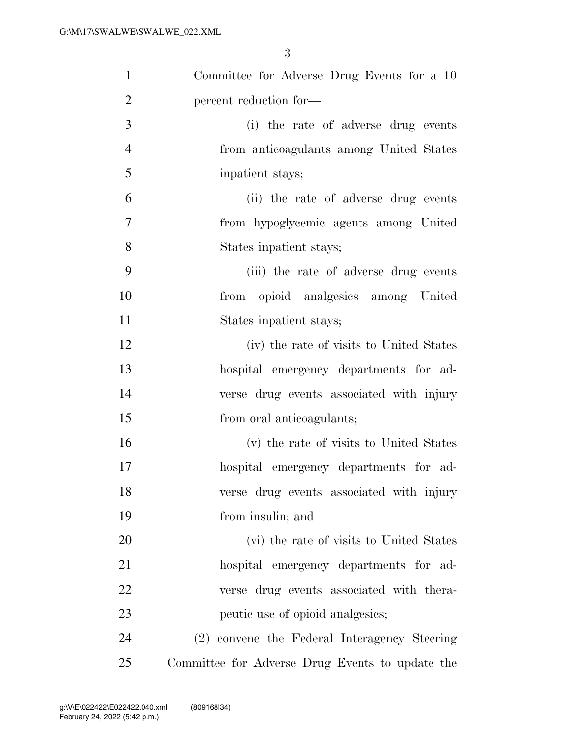Committee for Adverse Drug Events for a 10 percent reduction for—

(i) the rate of adverse drug events from anticoagulants among United States inpatient stays;

(ii) the rate of adverse drug events from hypoglycemic agents among United States inpatient stays;

(iii) the rate of adverse drug events from opioid analgesics among United States inpatient stays;

(iv) the rate of visits to United States hospital emergency departments for adverse drug events associated with injury from oral anticoagulants;

(v) the rate of visits to United States hospital emergency departments for adverse drug events associated with injury from insulin; and

(vi) the rate of visits to United States hospital emergency departments for adverse drug events associated with therapeutic use of opioid analgesics;

(2) convene the Federal Interagency Steering Committee for Adverse Drug Events to update the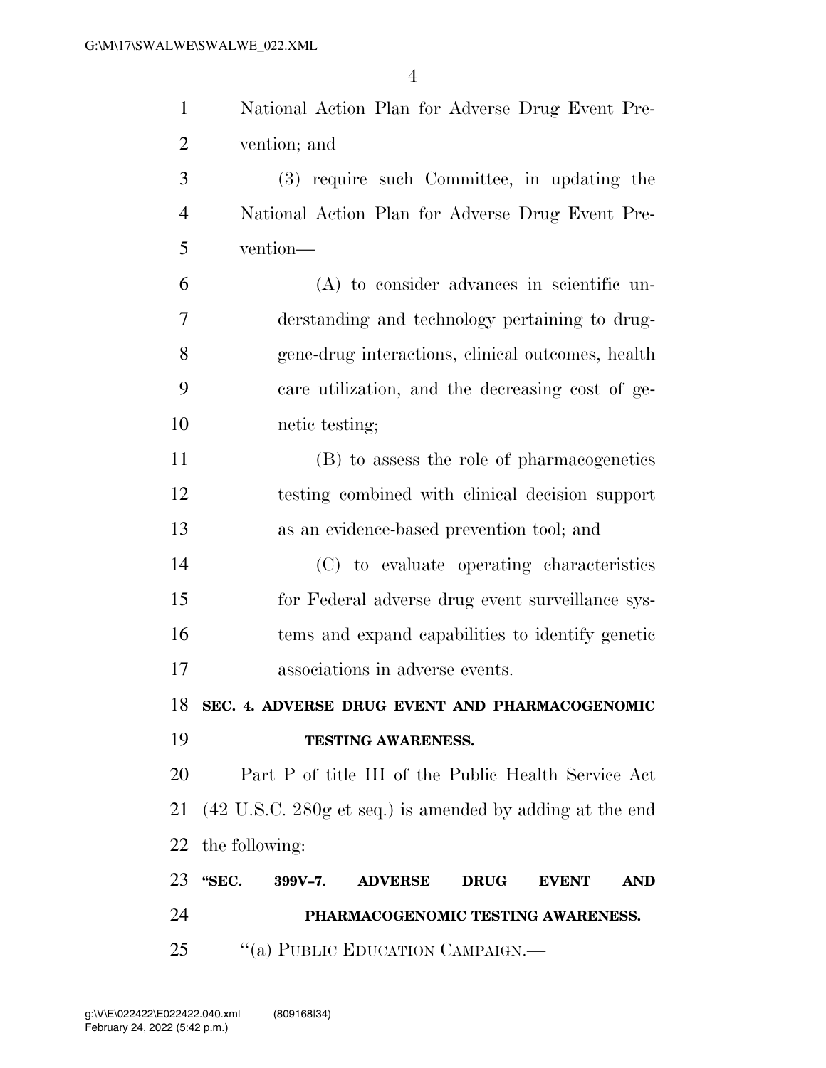National Action Plan for Adverse Drug Event Prevention; and

(3) require such Committee, in updating the National Action Plan for Adverse Drug Event Prevention—

(A) to consider advances in scientific understanding and technology pertaining to drug-gene-drug interactions, clinical outcomes, health care utilization, and the decreasing cost of genetic testing;

(B) to assess the role of pharmacogenetics testing combined with clinical decision support as an evidence-based prevention tool; and

(C) to evaluate operating characteristics for Federal adverse drug event surveillance systems and expand capabilities to identify genetic associations in adverse events.

## SEC. 4. ADVERSE DRUG EVENT AND PHARMACOGENOMIC TESTING AWARENESS.

Part P of title III of the Public Health Service Act (42 U.S.C. 280g et seq.) is amended by adding at the end the following:

**"SEC. 399V–7. ADVERSE DRUG EVENT AND PHARMACOGENOMIC TESTING AWARENESS.**

"(a) PUBLIC EDUCATION CAMPAIGN.—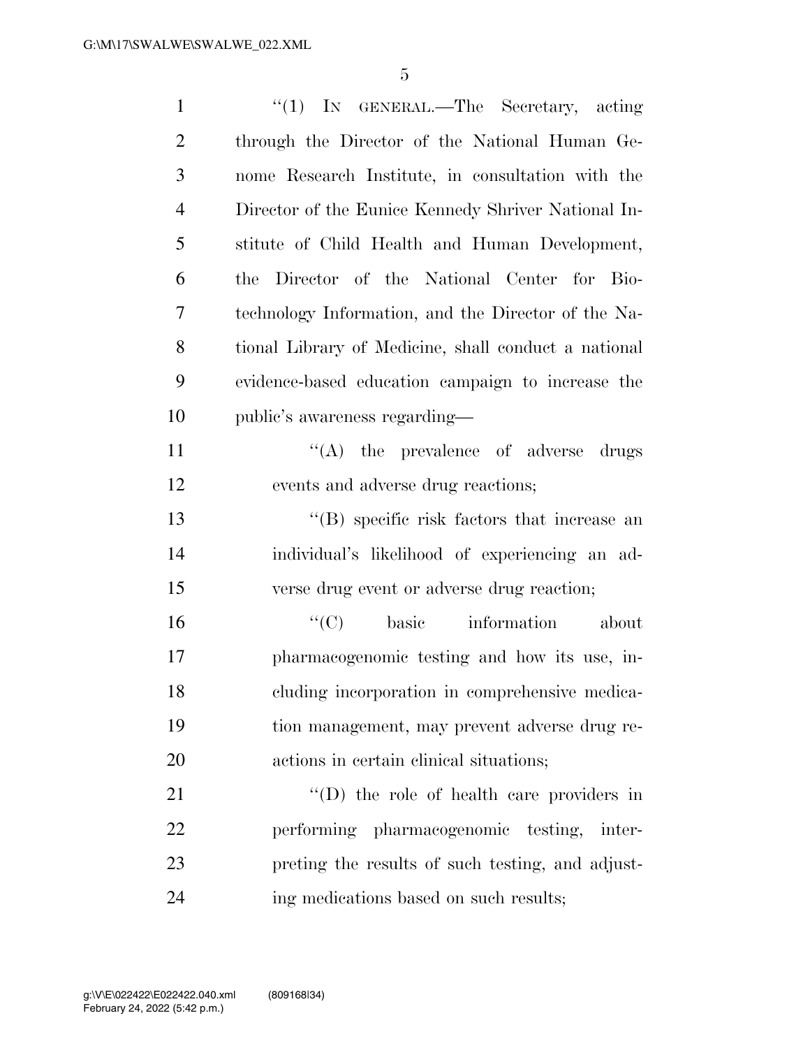"(1) IN GENERAL.—The Secretary, acting through the Director of the National Human Genome Research Institute, in consultation with the Director of the Eunice Kennedy Shriver National Institute of Child Health and Human Development, the Director of the National Center for Biotechnology Information, and the Director of the National Library of Medicine, shall conduct a national evidence-based education campaign to increase the public's awareness regarding—

"(A) the prevalence of adverse drugs events and adverse drug reactions;

"(B) specific risk factors that increase an individual's likelihood of experiencing an adverse drug event or adverse drug reaction;

"(C) basic information about pharmacogenomic testing and how its use, including incorporation in comprehensive medication management, may prevent adverse drug reactions in certain clinical situations;

"(D) the role of health care providers in performing pharmacogenomic testing, interpreting the results of such testing, and adjusting medications based on such results;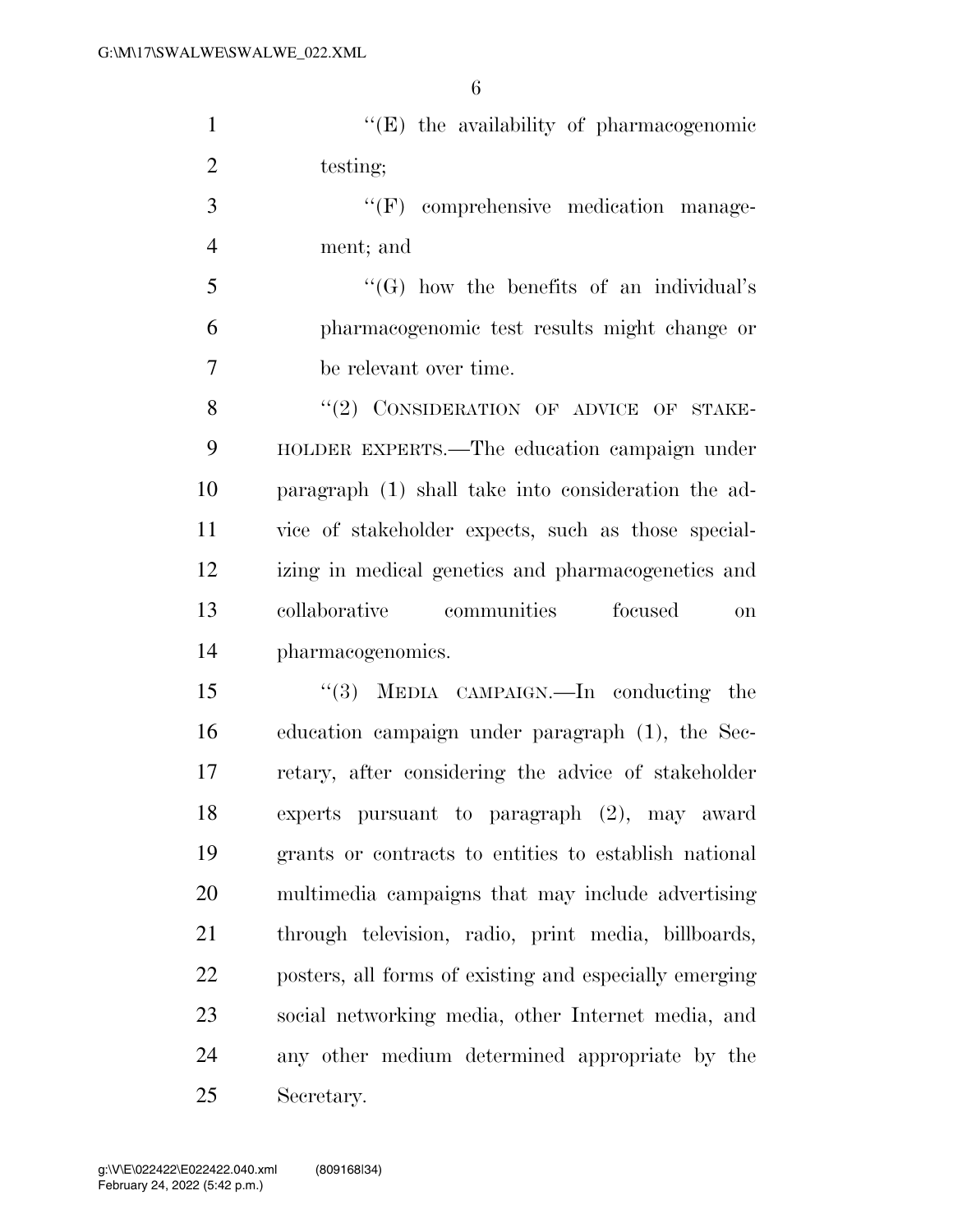''(E) the availability of pharmacogenomic testing;

''(F) comprehensive medication management; and

''(G) how the benefits of an individual's pharmacogenomic test results might change or be relevant over time.

''(2) CONSIDERATION OF ADVICE OF STAKEHOLDER EXPERTS.—The education campaign under paragraph (1) shall take into consideration the advice of stakeholder expects, such as those specializing in medical genetics and pharmacogenetics and collaborative communities focused on pharmacogenomics.

''(3) MEDIA CAMPAIGN.—In conducting the education campaign under paragraph (1), the Secretary, after considering the advice of stakeholder experts pursuant to paragraph (2), may award grants or contracts to entities to establish national multimedia campaigns that may include advertising through television, radio, print media, billboards, posters, all forms of existing and especially emerging social networking media, other Internet media, and any other medium determined appropriate by the Secretary.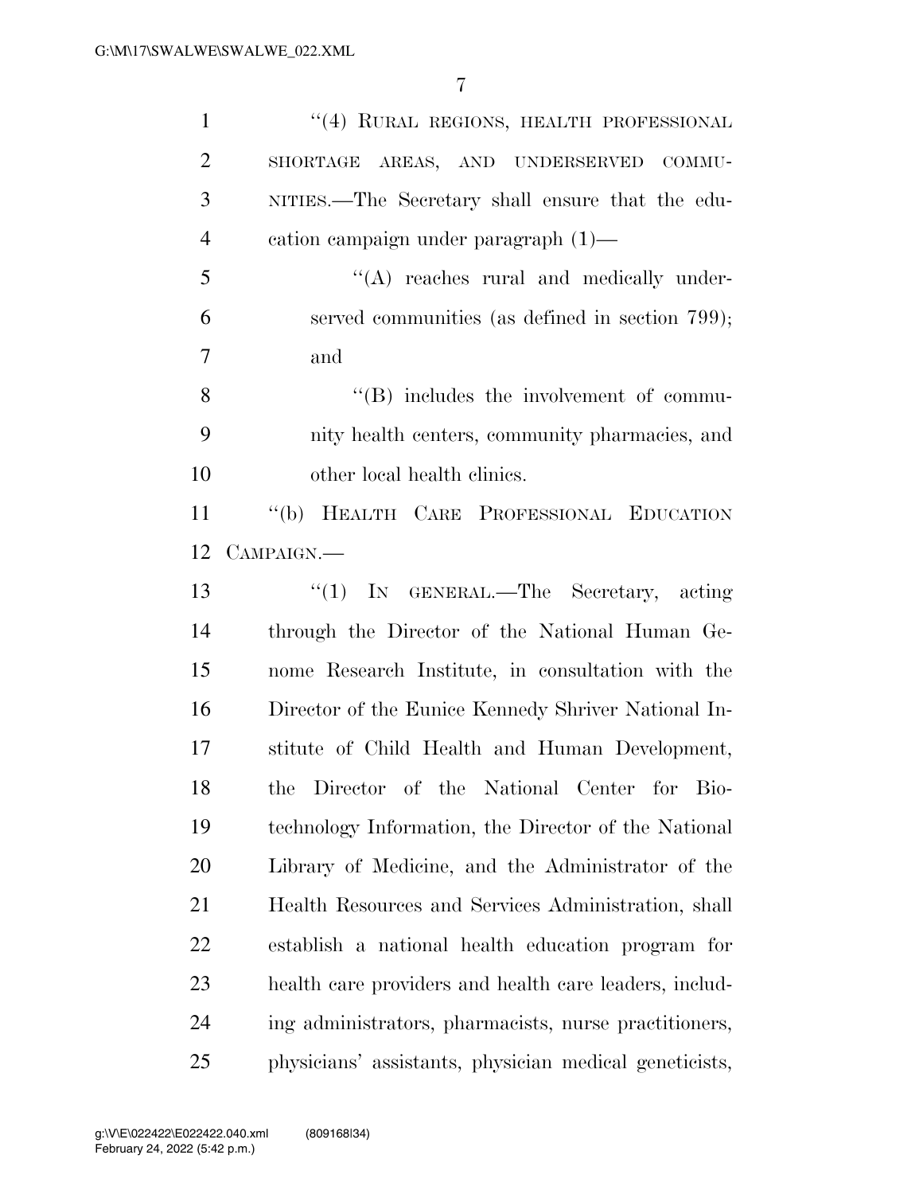"(4) RURAL REGIONS, HEALTH PROFESSIONAL SHORTAGE AREAS, AND UNDERSERVED COMMUNITIES.—The Secretary shall ensure that the education campaign under paragraph (1)—

"(A) reaches rural and medically underserved communities (as defined in section 799); and

"(B) includes the involvement of community health centers, community pharmacies, and other local health clinics.

"(b) HEALTH CARE PROFESSIONAL EDUCATION CAMPAIGN.—

"(1) IN GENERAL.—The Secretary, acting through the Director of the National Human Genome Research Institute, in consultation with the Director of the Eunice Kennedy Shriver National Institute of Child Health and Human Development, the Director of the National Center for Biotechnology Information, the Director of the National Library of Medicine, and the Administrator of the Health Resources and Services Administration, shall establish a national health education program for health care providers and health care leaders, including administrators, pharmacists, nurse practitioners, physicians' assistants, physician medical geneticists,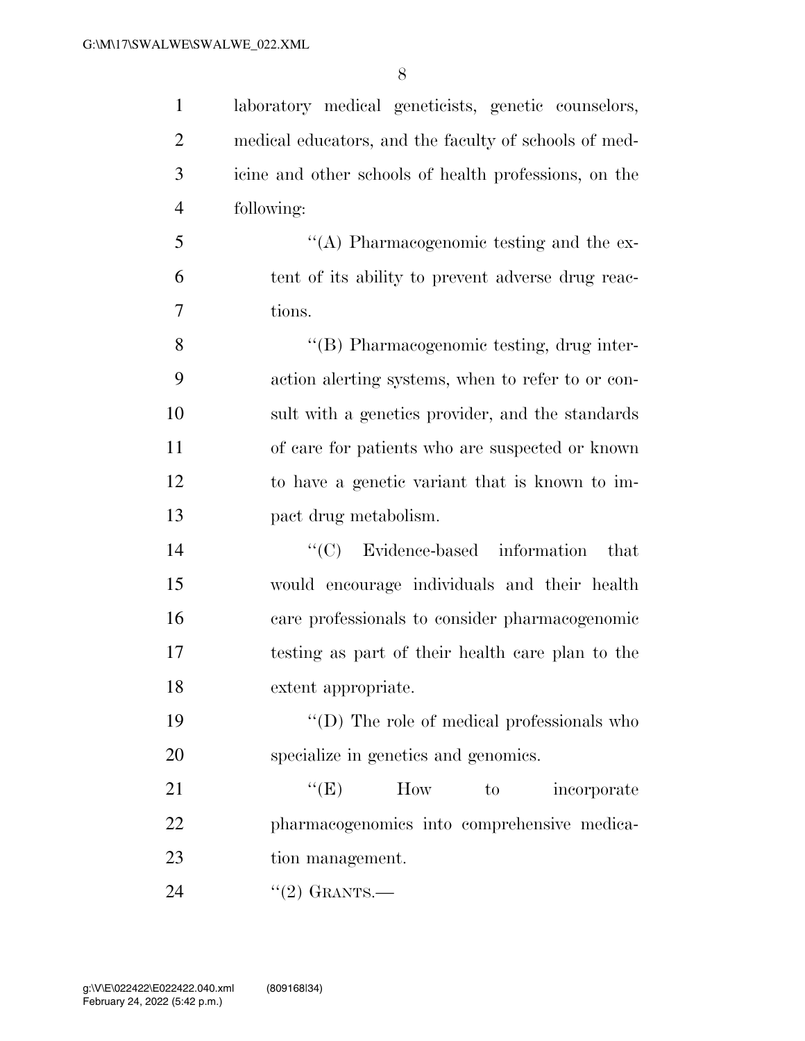laboratory medical geneticists, genetic counselors, medical educators, and the faculty of schools of medicine and other schools of health professions, on the following:

''(A) Pharmacogenomic testing and the extent of its ability to prevent adverse drug reactions.

''(B) Pharmacogenomic testing, drug interaction alerting systems, when to refer to or consult with a genetics provider, and the standards of care for patients who are suspected or known to have a genetic variant that is known to impact drug metabolism.

''(C) Evidence-based information that would encourage individuals and their health care professionals to consider pharmacogenomic testing as part of their health care plan to the extent appropriate.

''(D) The role of medical professionals who specialize in genetics and genomics.

''(E) How to incorporate pharmacogenomics into comprehensive medication management.

''(2) GRANTS.—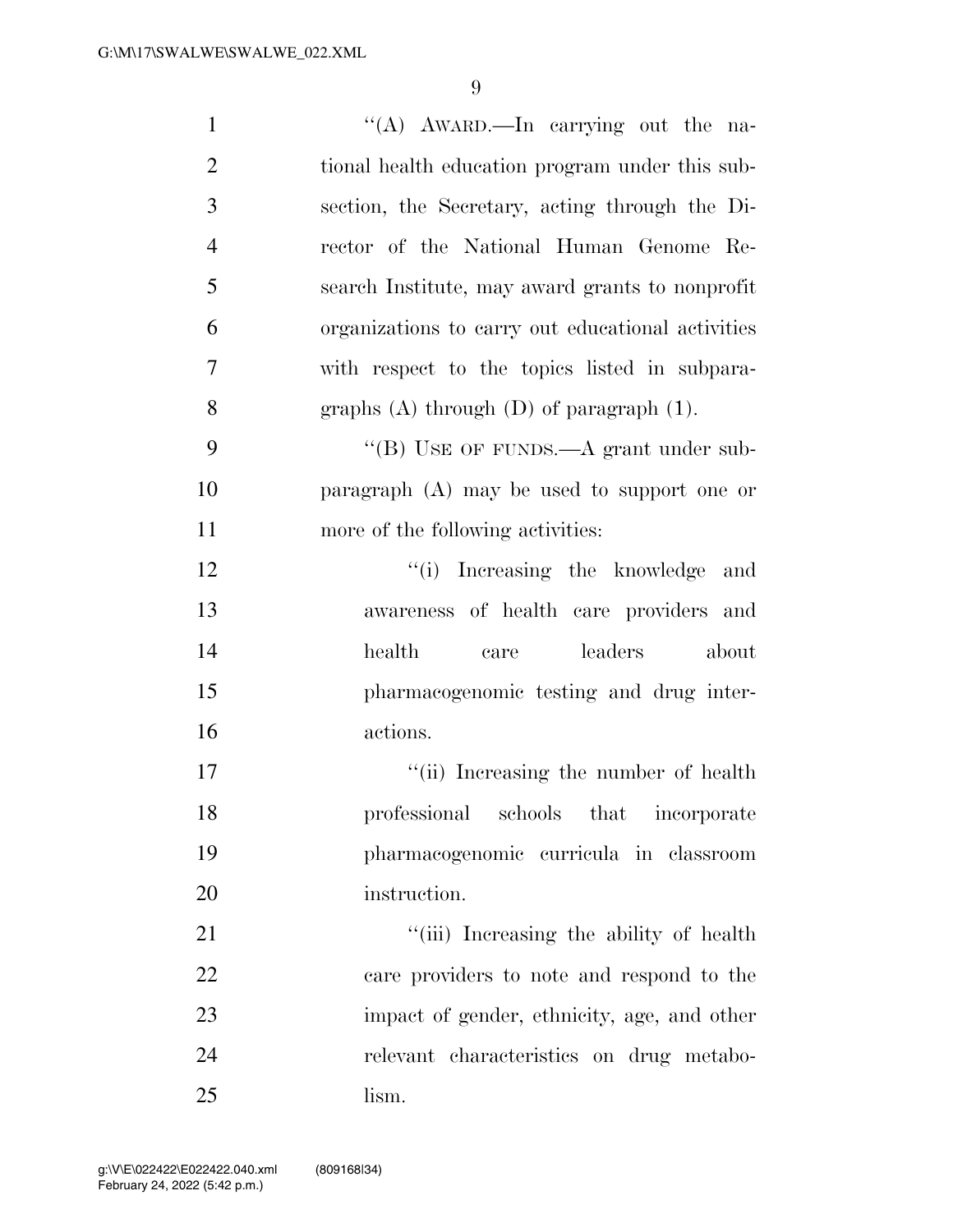"(A) AWARD.—In carrying out the national health education program under this subsection, the Secretary, acting through the Director of the National Human Genome Research Institute, may award grants to nonprofit organizations to carry out educational activities with respect to the topics listed in subparagraphs (A) through (D) of paragraph (1).

"(B) USE OF FUNDS.—A grant under subparagraph (A) may be used to support one or more of the following activities:

"(i) Increasing the knowledge and awareness of health care providers and health care leaders about pharmacogenomic testing and drug interactions.

"(ii) Increasing the number of health professional schools that incorporate pharmacogenomic curricula in classroom instruction.

"(iii) Increasing the ability of health care providers to note and respond to the impact of gender, ethnicity, age, and other relevant characteristics on drug metabolism.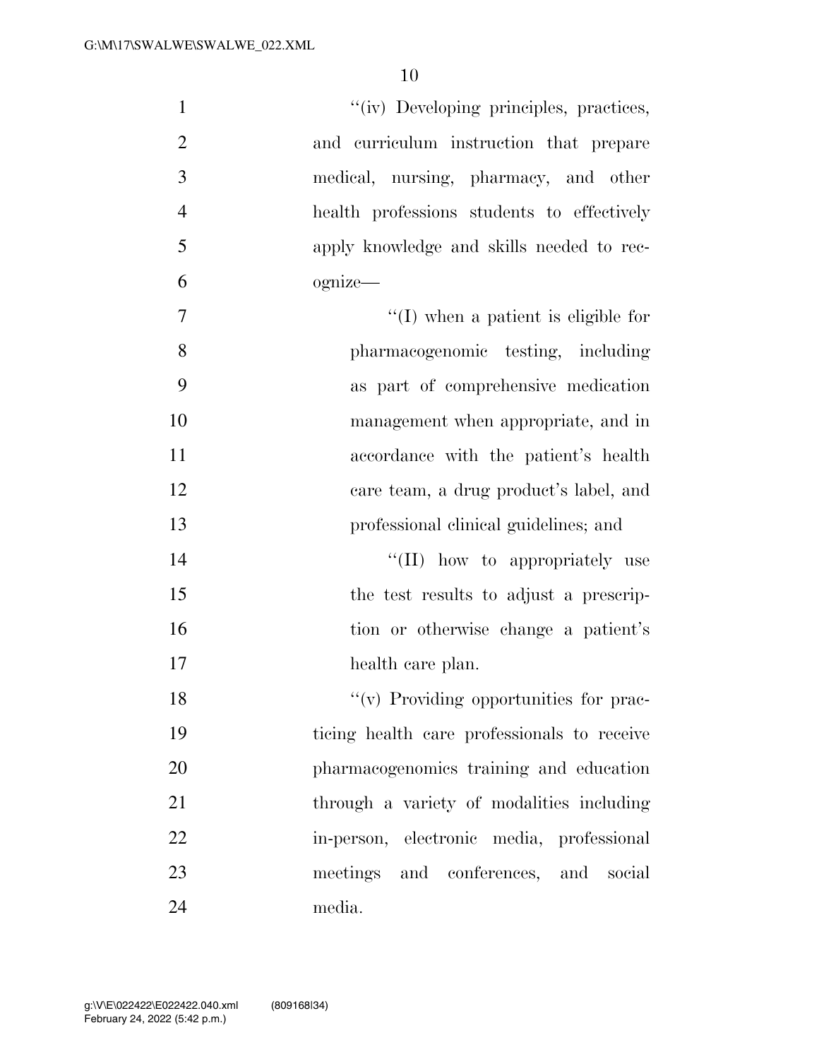"(iv) Developing principles, practices, and curriculum instruction that prepare medical, nursing, pharmacy, and other health professions students to effectively apply knowledge and skills needed to recognize—

"(I) when a patient is eligible for pharmacogenomic testing, including as part of comprehensive medication management when appropriate, and in accordance with the patient's health care team, a drug product's label, and professional clinical guidelines; and

"(II) how to appropriately use the test results to adjust a prescription or otherwise change a patient's health care plan.

"(v) Providing opportunities for practicing health care professionals to receive pharmacogenomics training and education through a variety of modalities including in-person, electronic media, professional meetings and conferences, and social media.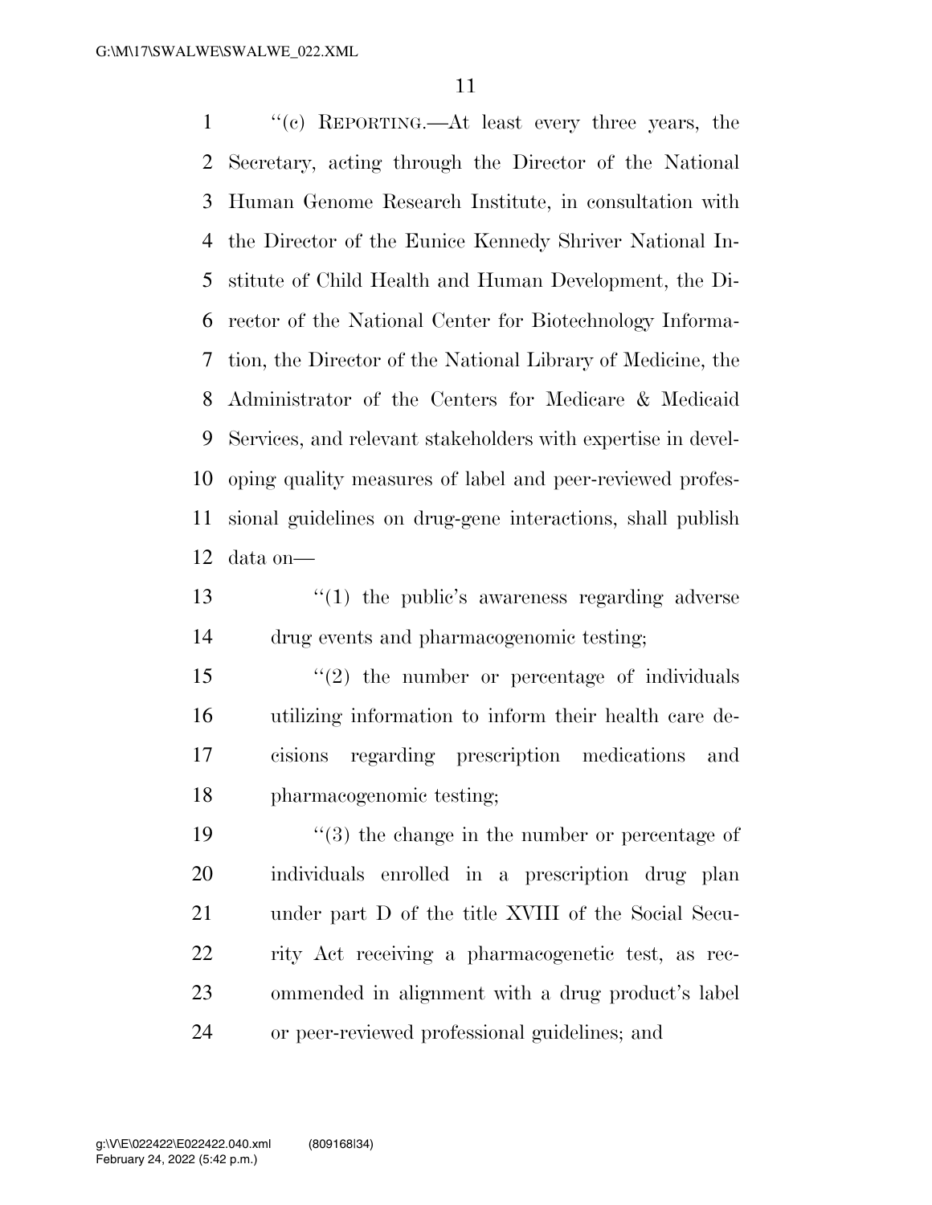"(c) REPORTING.—At least every three years, the Secretary, acting through the Director of the National Human Genome Research Institute, in consultation with the Director of the Eunice Kennedy Shriver National Institute of Child Health and Human Development, the Director of the National Center for Biotechnology Information, the Director of the National Library of Medicine, the Administrator of the Centers for Medicare & Medicaid Services, and relevant stakeholders with expertise in developing quality measures of label and peer-reviewed professional guidelines on drug-gene interactions, shall publish data on—

"(1) the public's awareness regarding adverse drug events and pharmacogenomic testing;

"(2) the number or percentage of individuals utilizing information to inform their health care decisions regarding prescription medications and pharmacogenomic testing;

"(3) the change in the number or percentage of individuals enrolled in a prescription drug plan under part D of the title XVIII of the Social Security Act receiving a pharmacogenetic test, as recommended in alignment with a drug product's label or peer-reviewed professional guidelines; and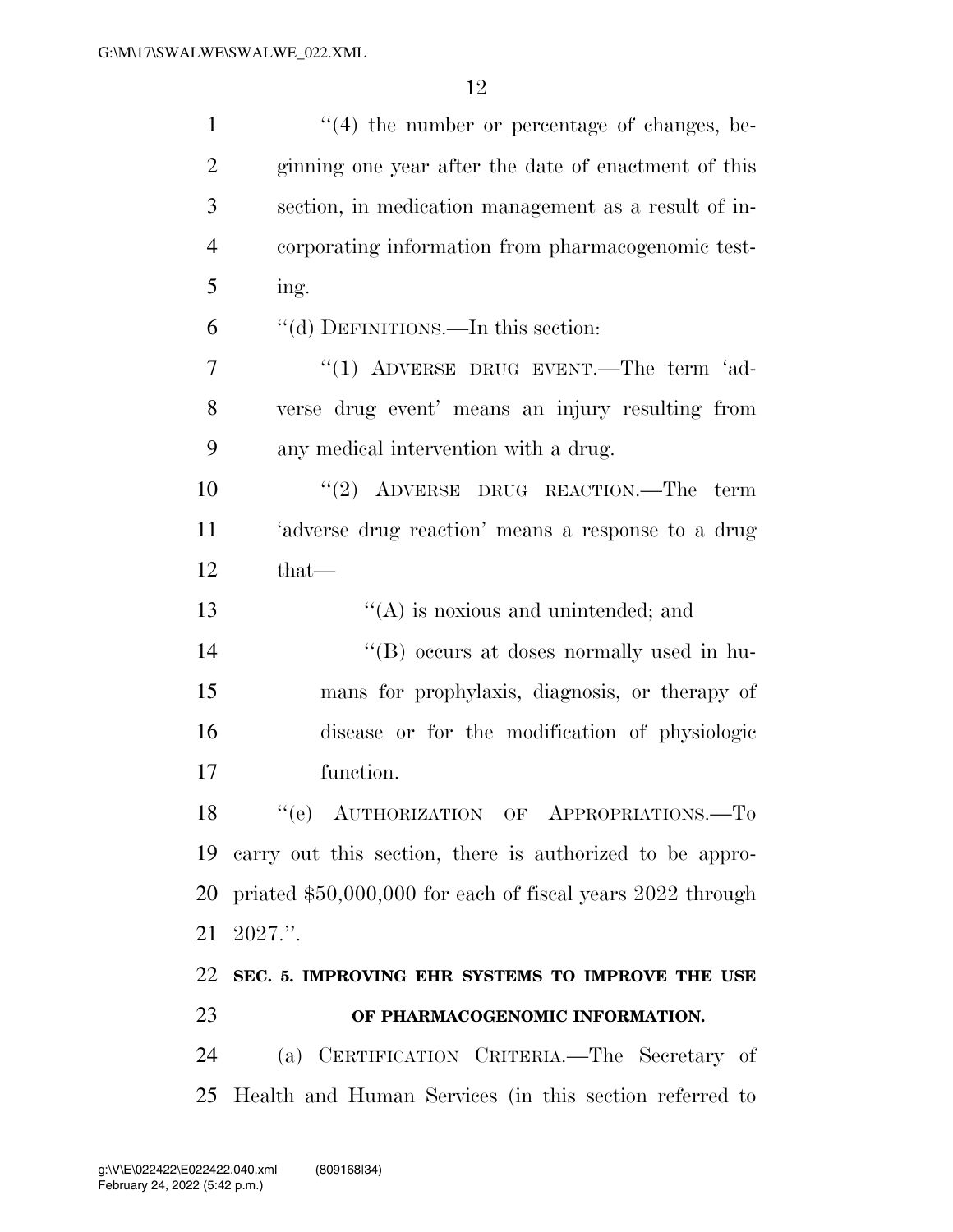"(4) the number or percentage of changes, beginning one year after the date of enactment of this section, in medication management as a result of incorporating information from pharmacogenomic testing.

"(d) DEFINITIONS.—In this section:

"(1) ADVERSE DRUG EVENT.—The term 'adverse drug event' means an injury resulting from any medical intervention with a drug.

"(2) ADVERSE DRUG REACTION.—The term 'adverse drug reaction' means a response to a drug that—

"(A) is noxious and unintended; and

"(B) occurs at doses normally used in humans for prophylaxis, diagnosis, or therapy of disease or for the modification of physiologic function.

"(e) AUTHORIZATION OF APPROPRIATIONS.—To carry out this section, there is authorized to be appropriated $50,000,000 for each of fiscal years 2022 through 2027.".

## SEC. 5. IMPROVING EHR SYSTEMS TO IMPROVE THE USE OF PHARMACOGENOMIC INFORMATION.

(a) CERTIFICATION CRITERIA.—The Secretary of Health and Human Services (in this section referred to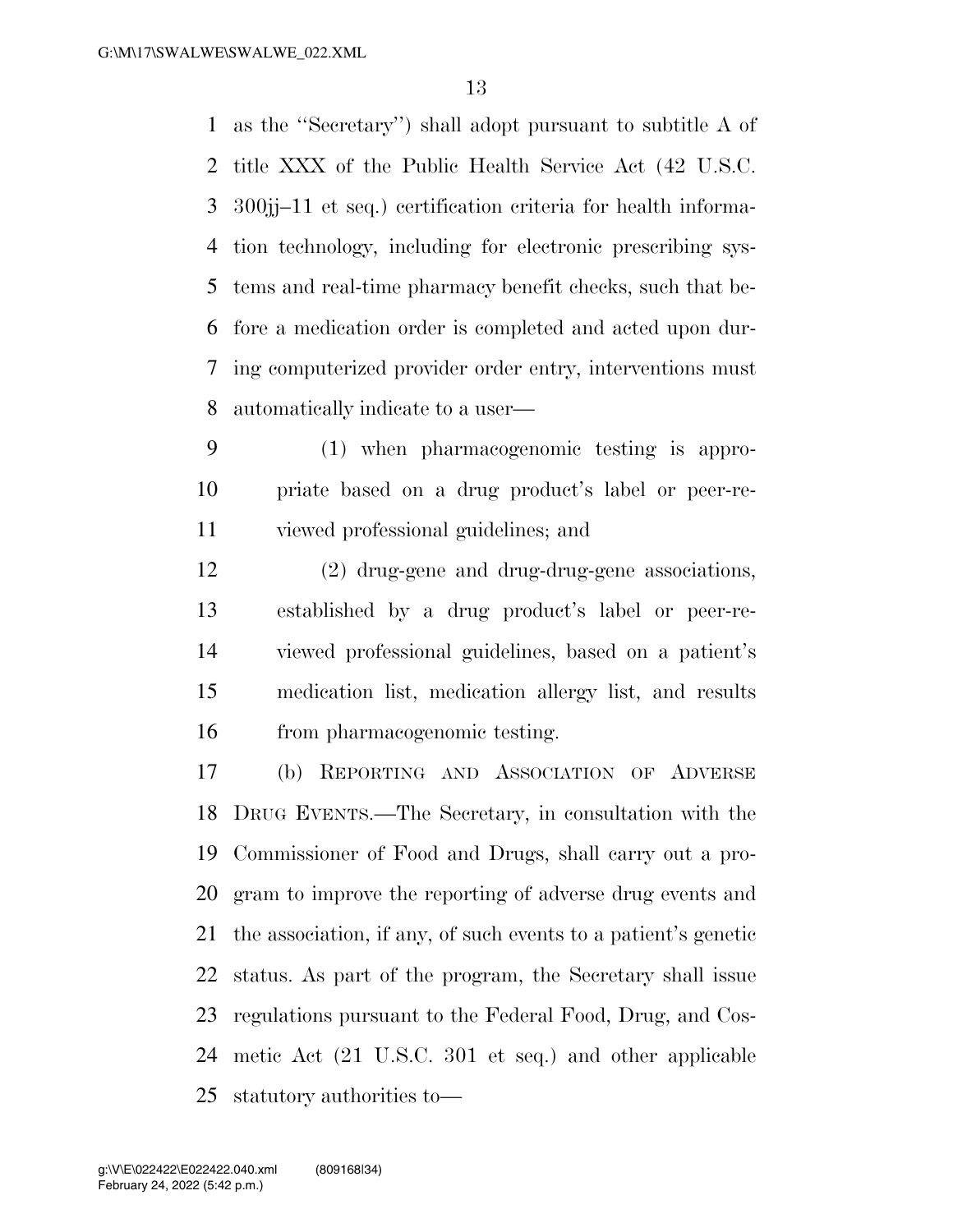as the "Secretary") shall adopt pursuant to subtitle A of title XXX of the Public Health Service Act (42 U.S.C. 300jj–11 et seq.) certification criteria for health information technology, including for electronic prescribing systems and real-time pharmacy benefit checks, such that before a medication order is completed and acted upon during computerized provider order entry, interventions must automatically indicate to a user—

(1) when pharmacogenomic testing is appropriate based on a drug product's label or peer-reviewed professional guidelines; and

(2) drug-gene and drug-drug-gene associations, established by a drug product's label or peer-reviewed professional guidelines, based on a patient's medication list, medication allergy list, and results from pharmacogenomic testing.

(b) REPORTING AND ASSOCIATION OF ADVERSE DRUG EVENTS.—The Secretary, in consultation with the Commissioner of Food and Drugs, shall carry out a program to improve the reporting of adverse drug events and the association, if any, of such events to a patient's genetic status. As part of the program, the Secretary shall issue regulations pursuant to the Federal Food, Drug, and Cosmetic Act (21 U.S.C. 301 et seq.) and other applicable statutory authorities to—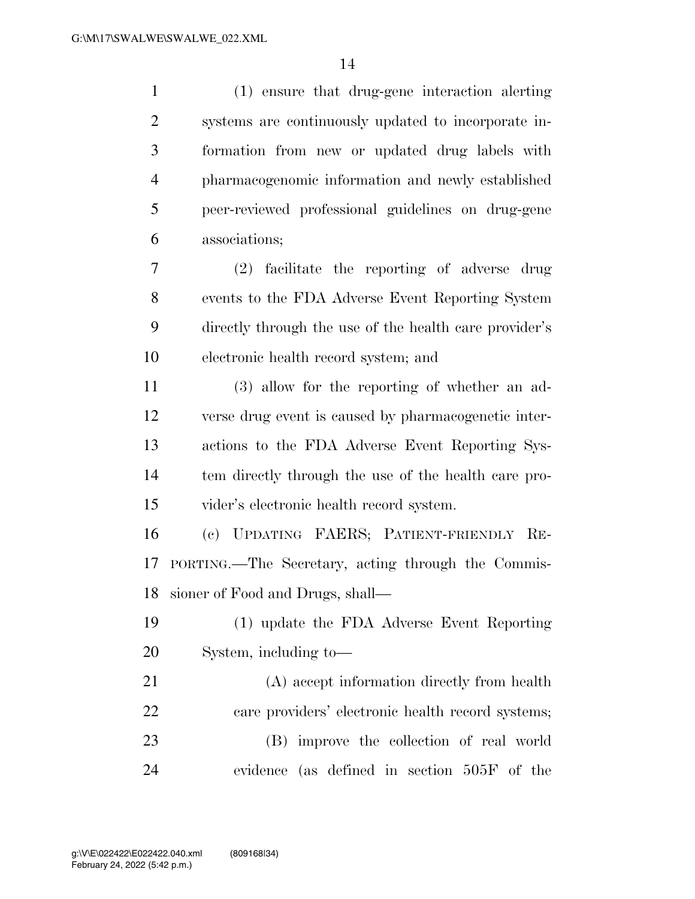(1) ensure that drug-gene interaction alerting systems are continuously updated to incorporate information from new or updated drug labels with pharmacogenomic information and newly established peer-reviewed professional guidelines on drug-gene associations;

(2) facilitate the reporting of adverse drug events to the FDA Adverse Event Reporting System directly through the use of the health care provider's electronic health record system; and

(3) allow for the reporting of whether an adverse drug event is caused by pharmacogenetic interactions to the FDA Adverse Event Reporting System directly through the use of the health care provider's electronic health record system.

(c) UPDATING FAERS; PATIENT-FRIENDLY REPORTING.—The Secretary, acting through the Commissioner of Food and Drugs, shall—

(1) update the FDA Adverse Event Reporting System, including to—

(A) accept information directly from health care providers' electronic health record systems;

(B) improve the collection of real world evidence (as defined in section 505F of the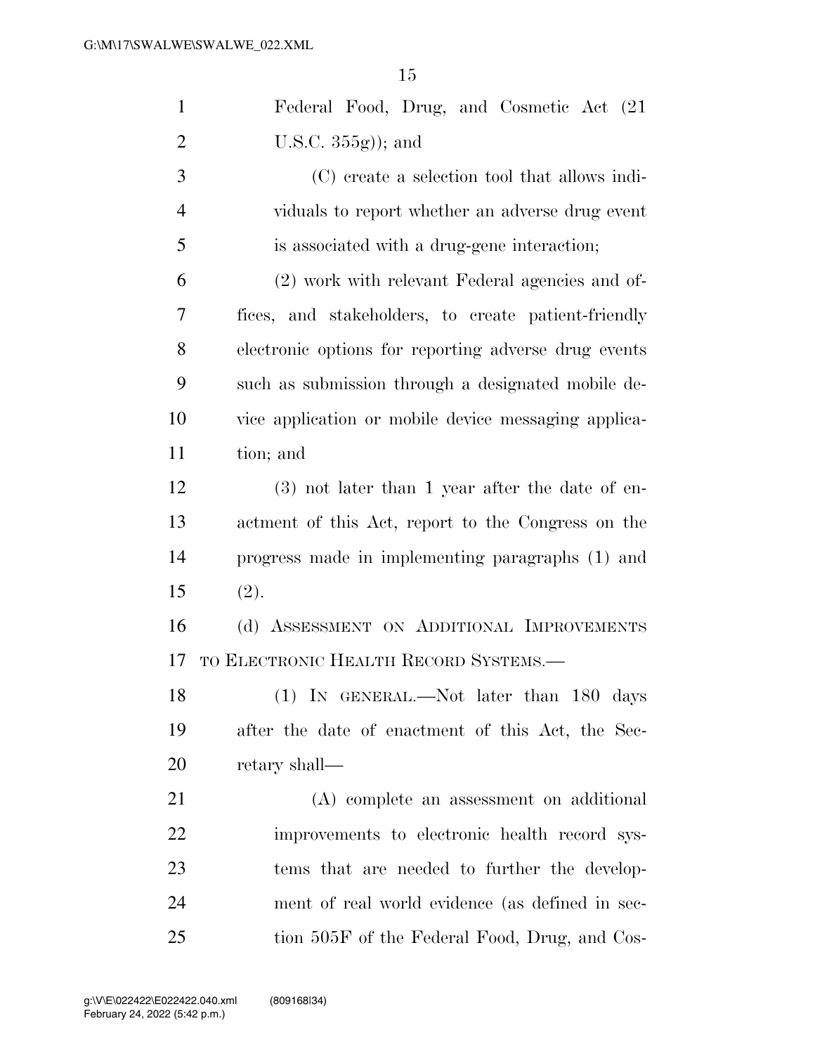Federal Food, Drug, and Cosmetic Act (21 U.S.C. 355g)); and

(C) create a selection tool that allows individuals to report whether an adverse drug event is associated with a drug-gene interaction;

(2) work with relevant Federal agencies and offices, and stakeholders, to create patient-friendly electronic options for reporting adverse drug events such as submission through a designated mobile device application or mobile device messaging application; and

(3) not later than 1 year after the date of enactment of this Act, report to the Congress on the progress made in implementing paragraphs (1) and (2).

(d) ASSESSMENT ON ADDITIONAL IMPROVEMENTS TO ELECTRONIC HEALTH RECORD SYSTEMS.—

(1) IN GENERAL.—Not later than 180 days after the date of enactment of this Act, the Secretary shall—

(A) complete an assessment on additional improvements to electronic health record systems that are needed to further the development of real world evidence (as defined in section 505F of the Federal Food, Drug, and Cos-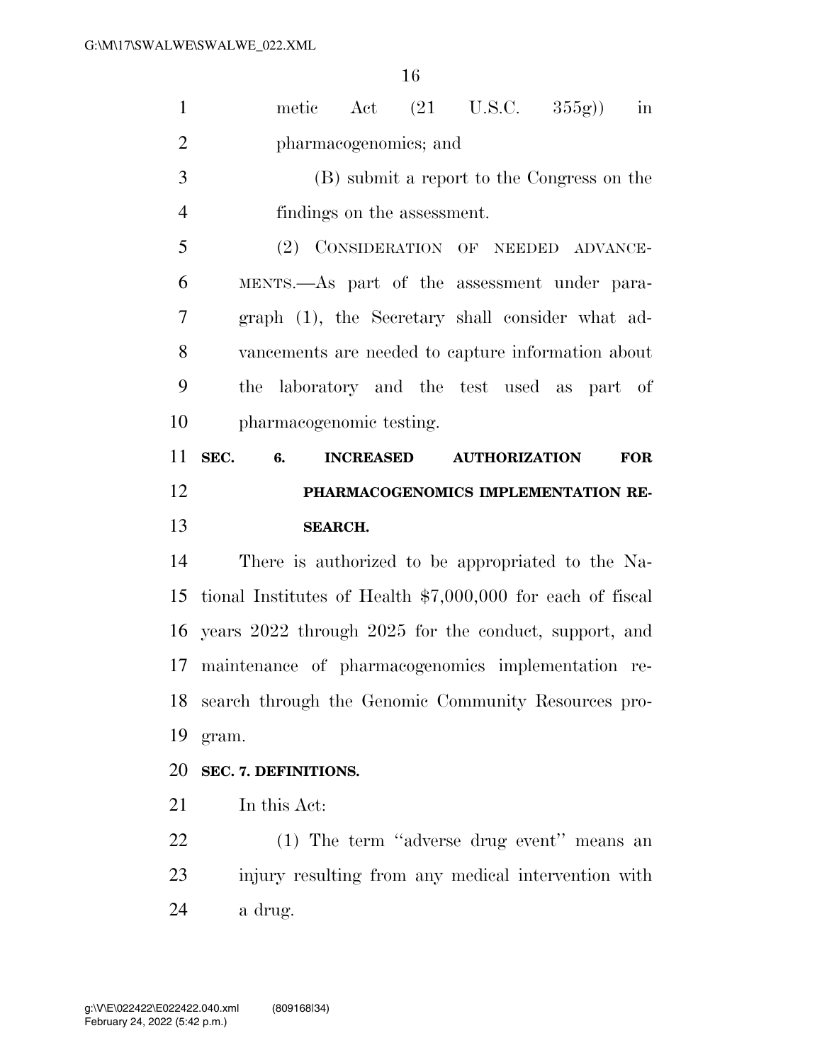metic Act (21 U.S.C. 355g)) in pharmacogenomics; and

(B) submit a report to the Congress on the findings on the assessment.

(2) CONSIDERATION OF NEEDED ADVANCEMENTS.—As part of the assessment under paragraph (1), the Secretary shall consider what advancements are needed to capture information about the laboratory and the test used as part of pharmacogenomic testing.

## SEC. 6. INCREASED AUTHORIZATION FOR PHARMACOGENOMICS IMPLEMENTATION RESEARCH.

There is authorized to be appropriated to the National Institutes of Health $7,000,000 for each of fiscal years 2022 through 2025 for the conduct, support, and maintenance of pharmacogenomics implementation research through the Genomic Community Resources program.

## SEC. 7. DEFINITIONS.

In this Act:

(1) The term ''adverse drug event'' means an injury resulting from any medical intervention with a drug.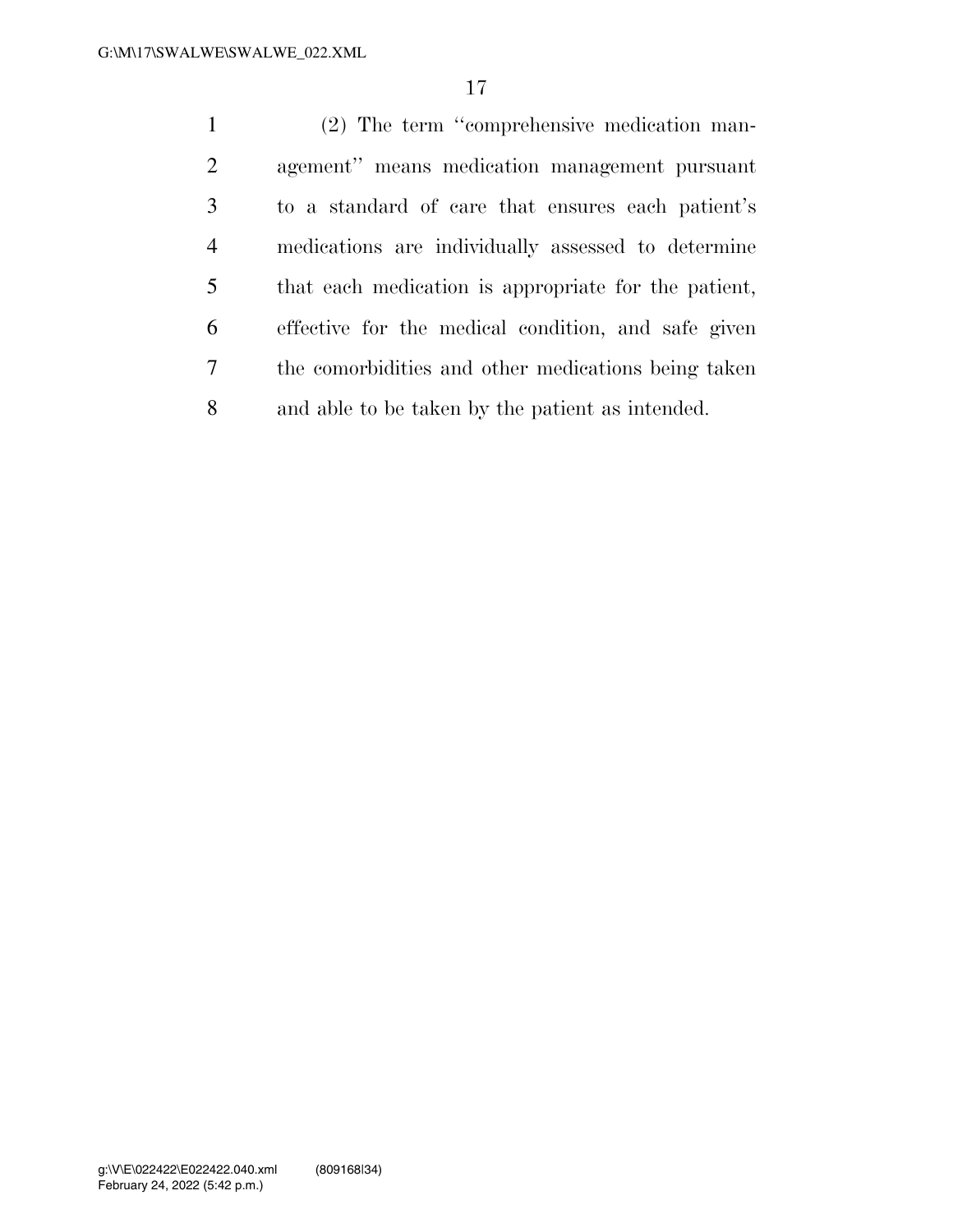(2) The term ''comprehensive medication management'' means medication management pursuant to a standard of care that ensures each patient's medications are individually assessed to determine that each medication is appropriate for the patient, effective for the medical condition, and safe given the comorbidities and other medications being taken and able to be taken by the patient as intended.